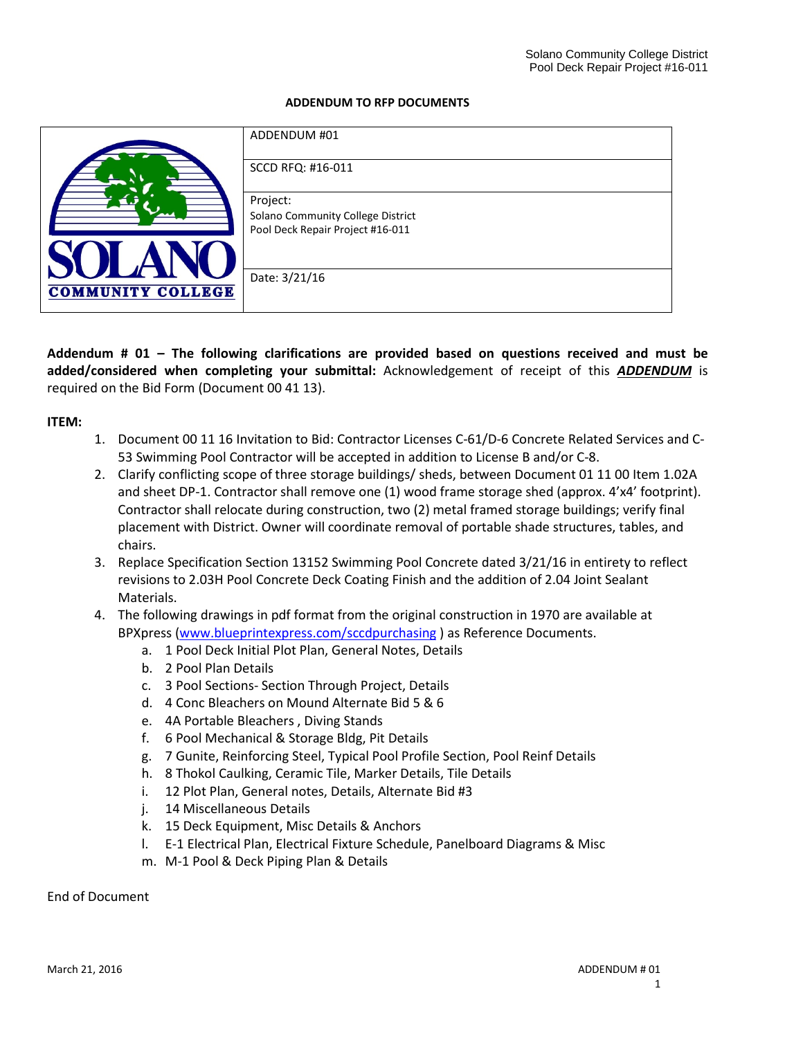## ADDENDUM TO RFP DOCUMENTS

| SOLANO COMMUNITY COLLEGE | ADDENDUM #01 |
|---|---|
| | SCCD RFQ: #16-011 |
| | Project: Solano Community College District Pool Deck Repair Project #16-011 |
| | Date: 3/21/16 |

**Addendum # 01 – The following clarifications are provided based on questions received and must be added/considered when completing your submittal:** Acknowledgement of receipt of this ***ADDENDUM*** is required on the Bid Form (Document 00 41 13).

**ITEM:**

1. Document 00 11 16 Invitation to Bid: Contractor Licenses C-61/D-6 Concrete Related Services and C-53 Swimming Pool Contractor will be accepted in addition to License B and/or C-8.
2. Clarify conflicting scope of three storage buildings/ sheds, between Document 01 11 00 Item 1.02A and sheet DP-1. Contractor shall remove one (1) wood frame storage shed (approx. 4'x4' footprint). Contractor shall relocate during construction, two (2) metal framed storage buildings; verify final placement with District. Owner will coordinate removal of portable shade structures, tables, and chairs.
3. Replace Specification Section 13152 Swimming Pool Concrete dated 3/21/16 in entirety to reflect revisions to 2.03H Pool Concrete Deck Coating Finish and the addition of 2.04 Joint Sealant Materials.
4. The following drawings in pdf format from the original construction in 1970 are available at BPXpress (www.blueprintexpress.com/sccdpurchasing ) as Reference Documents.
   a. 1 Pool Deck Initial Plot Plan, General Notes, Details
   b. 2 Pool Plan Details
   c. 3 Pool Sections- Section Through Project, Details
   d. 4 Conc Bleachers on Mound Alternate Bid 5 & 6
   e. 4A Portable Bleachers , Diving Stands
   f. 6 Pool Mechanical & Storage Bldg, Pit Details
   g. 7 Gunite, Reinforcing Steel, Typical Pool Profile Section, Pool Reinf Details
   h. 8 Thokol Caulking, Ceramic Tile, Marker Details, Tile Details
   i. 12 Plot Plan, General notes, Details, Alternate Bid #3
   j. 14 Miscellaneous Details
   k. 15 Deck Equipment, Misc Details & Anchors
   l. E-1 Electrical Plan, Electrical Fixture Schedule, Panelboard Diagrams & Misc
   m. M-1 Pool & Deck Piping Plan & Details

End of Document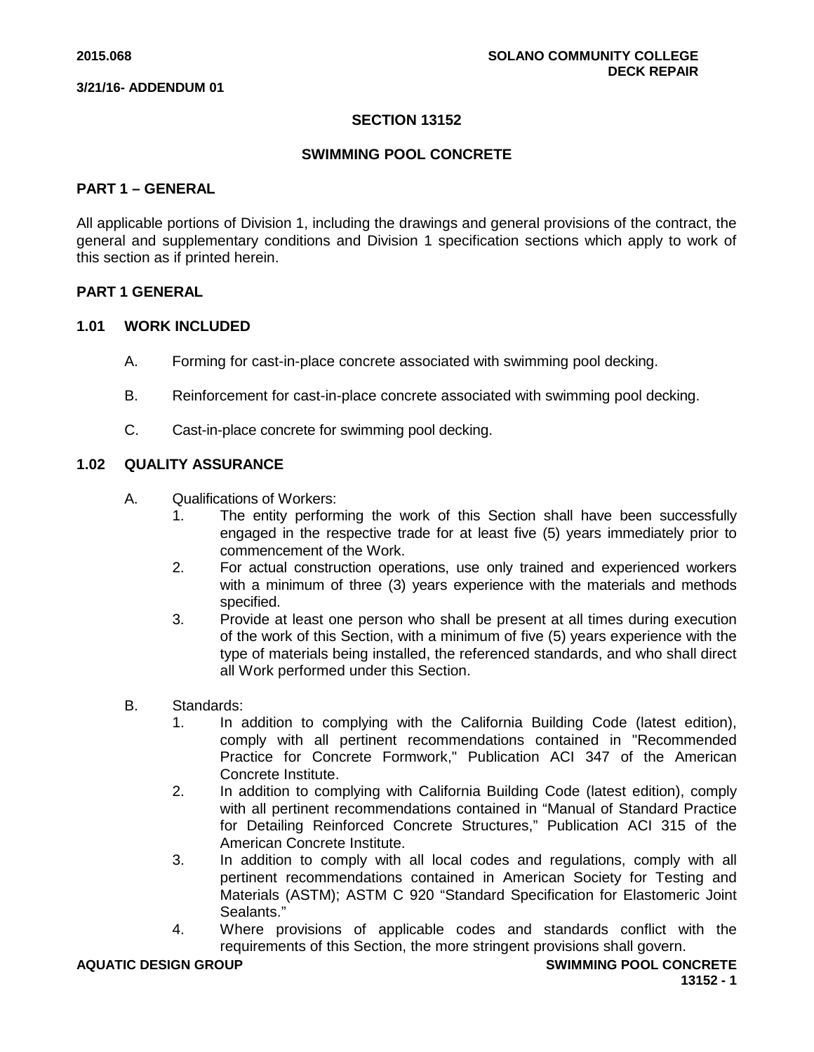# SECTION 13152

# SWIMMING POOL CONCRETE

## PART 1 – GENERAL

All applicable portions of Division 1, including the drawings and general provisions of the contract, the general and supplementary conditions and Division 1 specification sections which apply to work of this section as if printed herein.

## PART 1 GENERAL

### 1.01 WORK INCLUDED

A. Forming for cast-in-place concrete associated with swimming pool decking.

B. Reinforcement for cast-in-place concrete associated with swimming pool decking.

C. Cast-in-place concrete for swimming pool decking.

### 1.02 QUALITY ASSURANCE

A. Qualifications of Workers:

1. The entity performing the work of this Section shall have been successfully engaged in the respective trade for at least five (5) years immediately prior to commencement of the Work.
2. For actual construction operations, use only trained and experienced workers with a minimum of three (3) years experience with the materials and methods specified.
3. Provide at least one person who shall be present at all times during execution of the work of this Section, with a minimum of five (5) years experience with the type of materials being installed, the referenced standards, and who shall direct all Work performed under this Section.

B. Standards:

1. In addition to complying with the California Building Code (latest edition), comply with all pertinent recommendations contained in "Recommended Practice for Concrete Formwork," Publication ACI 347 of the American Concrete Institute.
2. In addition to complying with California Building Code (latest edition), comply with all pertinent recommendations contained in "Manual of Standard Practice for Detailing Reinforced Concrete Structures," Publication ACI 315 of the American Concrete Institute.
3. In addition to comply with all local codes and regulations, comply with all pertinent recommendations contained in American Society for Testing and Materials (ASTM); ASTM C 920 "Standard Specification for Elastomeric Joint Sealants."
4. Where provisions of applicable codes and standards conflict with the requirements of this Section, the more stringent provisions shall govern.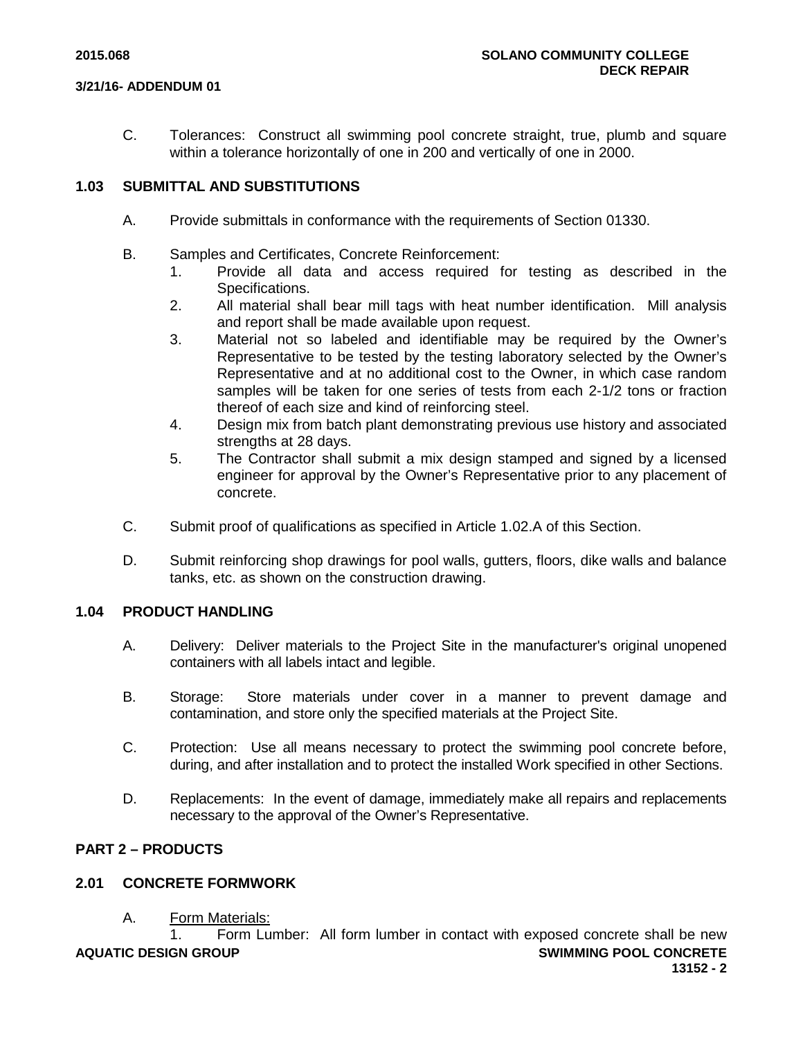C. Tolerances: Construct all swimming pool concrete straight, true, plumb and square within a tolerance horizontally of one in 200 and vertically of one in 2000.

## 1.03 SUBMITTAL AND SUBSTITUTIONS

A. Provide submittals in conformance with the requirements of Section 01330.

B. Samples and Certificates, Concrete Reinforcement:
   1. Provide all data and access required for testing as described in the Specifications.
   2. All material shall bear mill tags with heat number identification. Mill analysis and report shall be made available upon request.
   3. Material not so labeled and identifiable may be required by the Owner's Representative to be tested by the testing laboratory selected by the Owner's Representative and at no additional cost to the Owner, in which case random samples will be taken for one series of tests from each 2-1/2 tons or fraction thereof of each size and kind of reinforcing steel.
   4. Design mix from batch plant demonstrating previous use history and associated strengths at 28 days.
   5. The Contractor shall submit a mix design stamped and signed by a licensed engineer for approval by the Owner's Representative prior to any placement of concrete.

C. Submit proof of qualifications as specified in Article 1.02.A of this Section.

D. Submit reinforcing shop drawings for pool walls, gutters, floors, dike walls and balance tanks, etc. as shown on the construction drawing.

## 1.04 PRODUCT HANDLING

A. Delivery: Deliver materials to the Project Site in the manufacturer's original unopened containers with all labels intact and legible.

B. Storage: Store materials under cover in a manner to prevent damage and contamination, and store only the specified materials at the Project Site.

C. Protection: Use all means necessary to protect the swimming pool concrete before, during, and after installation and to protect the installed Work specified in other Sections.

D. Replacements: In the event of damage, immediately make all repairs and replacements necessary to the approval of the Owner's Representative.

# PART 2 – PRODUCTS

## 2.01 CONCRETE FORMWORK

A. Form Materials:
   1. Form Lumber: All form lumber in contact with exposed concrete shall be new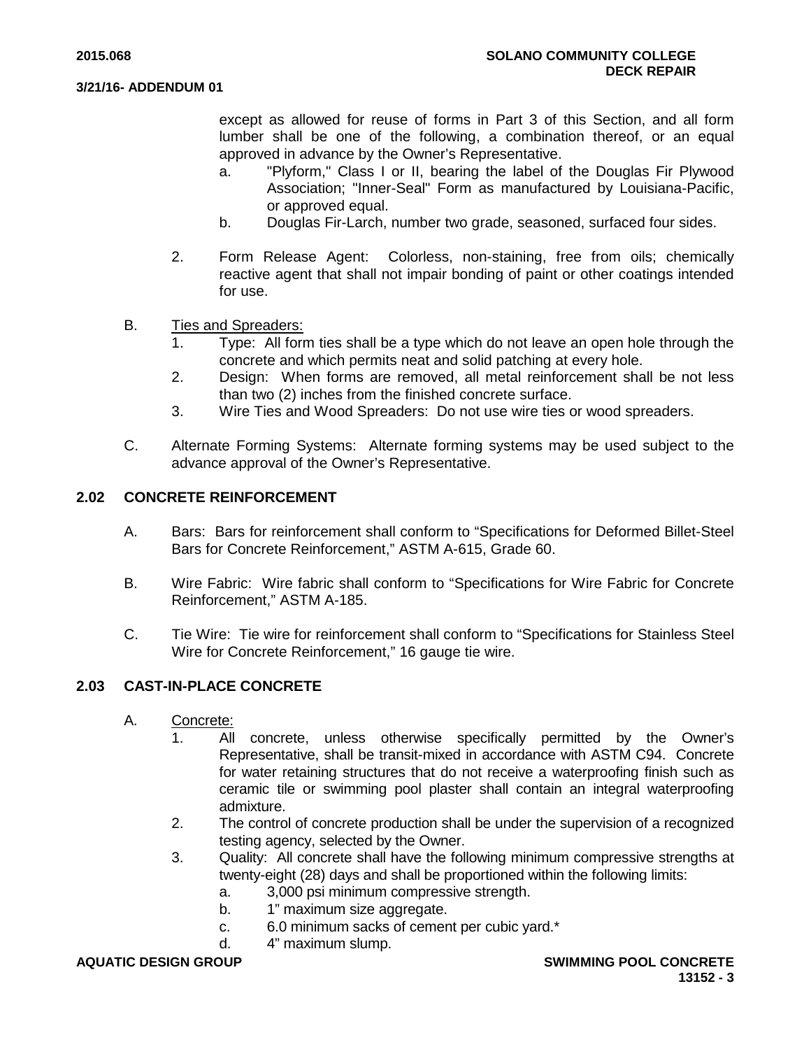except as allowed for reuse of forms in Part 3 of this Section, and all form lumber shall be one of the following, a combination thereof, or an equal approved in advance by the Owner's Representative.

   a. "Plyform," Class I or II, bearing the label of the Douglas Fir Plywood Association; "Inner-Seal" Form as manufactured by Louisiana-Pacific, or approved equal.
   b. Douglas Fir-Larch, number two grade, seasoned, surfaced four sides.

2. Form Release Agent: Colorless, non-staining, free from oils; chemically reactive agent that shall not impair bonding of paint or other coatings intended for use.

B. Ties and Spreaders:
   1. Type: All form ties shall be a type which do not leave an open hole through the concrete and which permits neat and solid patching at every hole.
   2. Design: When forms are removed, all metal reinforcement shall be not less than two (2) inches from the finished concrete surface.
   3. Wire Ties and Wood Spreaders: Do not use wire ties or wood spreaders.

C. Alternate Forming Systems: Alternate forming systems may be used subject to the advance approval of the Owner's Representative.

## 2.02 CONCRETE REINFORCEMENT

A. Bars: Bars for reinforcement shall conform to "Specifications for Deformed Billet-Steel Bars for Concrete Reinforcement," ASTM A-615, Grade 60.

B. Wire Fabric: Wire fabric shall conform to "Specifications for Wire Fabric for Concrete Reinforcement," ASTM A-185.

C. Tie Wire: Tie wire for reinforcement shall conform to "Specifications for Stainless Steel Wire for Concrete Reinforcement," 16 gauge tie wire.

## 2.03 CAST-IN-PLACE CONCRETE

A. Concrete:
   1. All concrete, unless otherwise specifically permitted by the Owner's Representative, shall be transit-mixed in accordance with ASTM C94. Concrete for water retaining structures that do not receive a waterproofing finish such as ceramic tile or swimming pool plaster shall contain an integral waterproofing admixture.
   2. The control of concrete production shall be under the supervision of a recognized testing agency, selected by the Owner.
   3. Quality: All concrete shall have the following minimum compressive strengths at twenty-eight (28) days and shall be proportioned within the following limits:
      a. 3,000 psi minimum compressive strength.
      b. 1" maximum size aggregate.
      c. 6.0 minimum sacks of cement per cubic yard.*
      d. 4" maximum slump.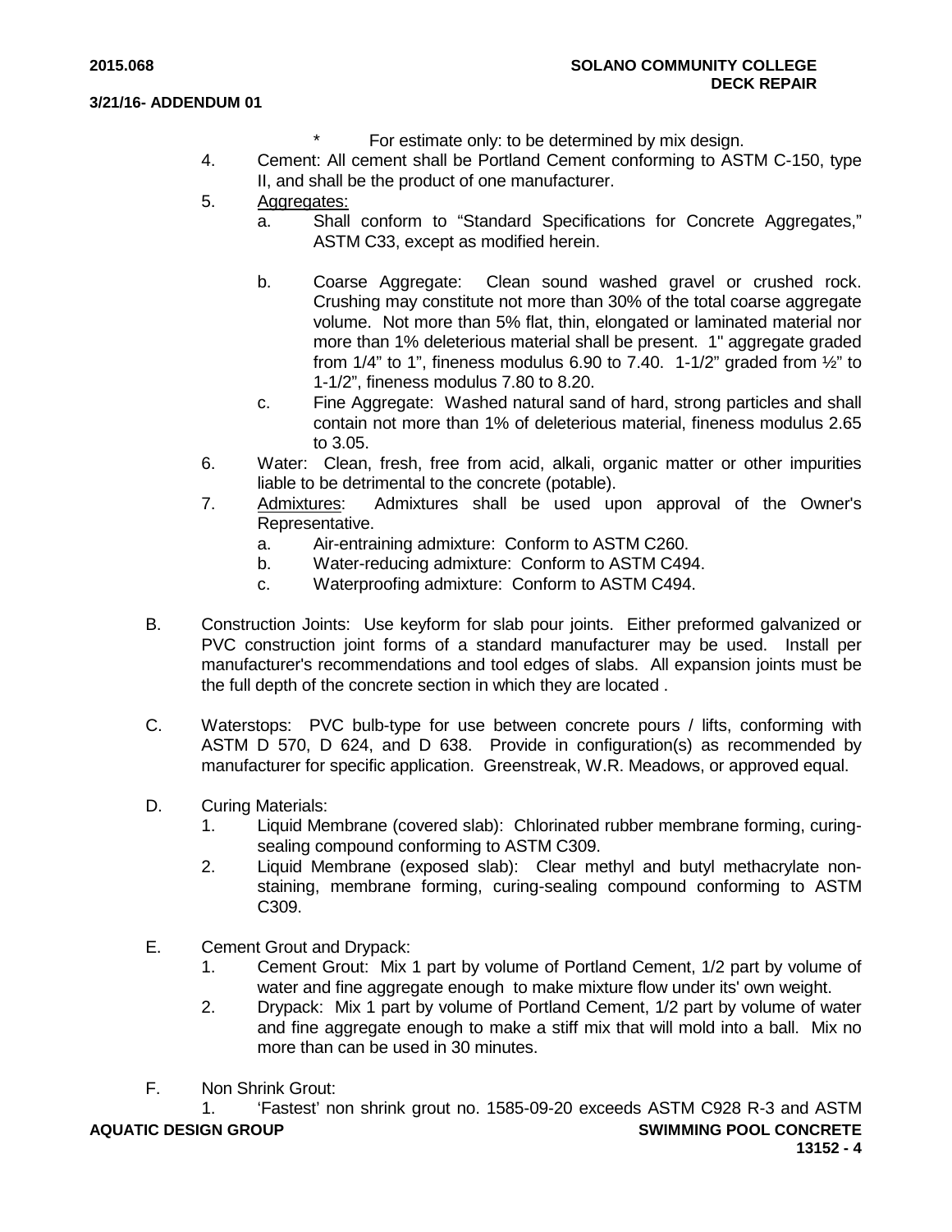\* For estimate only: to be determined by mix design.

4. Cement: All cement shall be Portland Cement conforming to ASTM C-150, type II, and shall be the product of one manufacturer.
5. <u>Aggregates:</u>
   a. Shall conform to "Standard Specifications for Concrete Aggregates," ASTM C33, except as modified herein.

   b. Coarse Aggregate: Clean sound washed gravel or crushed rock. Crushing may constitute not more than 30% of the total coarse aggregate volume. Not more than 5% flat, thin, elongated or laminated material nor more than 1% deleterious material shall be present. 1" aggregate graded from 1/4" to 1", fineness modulus 6.90 to 7.40. 1-1/2" graded from ½" to 1-1/2", fineness modulus 7.80 to 8.20.
   c. Fine Aggregate: Washed natural sand of hard, strong particles and shall contain not more than 1% of deleterious material, fineness modulus 2.65 to 3.05.
6. Water: Clean, fresh, free from acid, alkali, organic matter or other impurities liable to be detrimental to the concrete (potable).
7. <u>Admixtures</u>: Admixtures shall be used upon approval of the Owner's Representative.
   a. Air-entraining admixture: Conform to ASTM C260.
   b. Water-reducing admixture: Conform to ASTM C494.
   c. Waterproofing admixture: Conform to ASTM C494.

B. Construction Joints: Use keyform for slab pour joints. Either preformed galvanized or PVC construction joint forms of a standard manufacturer may be used. Install per manufacturer's recommendations and tool edges of slabs. All expansion joints must be the full depth of the concrete section in which they are located .

C. Waterstops: PVC bulb-type for use between concrete pours / lifts, conforming with ASTM D 570, D 624, and D 638. Provide in configuration(s) as recommended by manufacturer for specific application. Greenstreak, W.R. Meadows, or approved equal.

D. Curing Materials:
1. Liquid Membrane (covered slab): Chlorinated rubber membrane forming, curing-sealing compound conforming to ASTM C309.
2. Liquid Membrane (exposed slab): Clear methyl and butyl methacrylate non-staining, membrane forming, curing-sealing compound conforming to ASTM C309.

E. Cement Grout and Drypack:
1. Cement Grout: Mix 1 part by volume of Portland Cement, 1/2 part by volume of water and fine aggregate enough to make mixture flow under its' own weight.
2. Drypack: Mix 1 part by volume of Portland Cement, 1/2 part by volume of water and fine aggregate enough to make a stiff mix that will mold into a ball. Mix no more than can be used in 30 minutes.

F. Non Shrink Grout:
1. 'Fastest' non shrink grout no. 1585-09-20 exceeds ASTM C928 R-3 and ASTM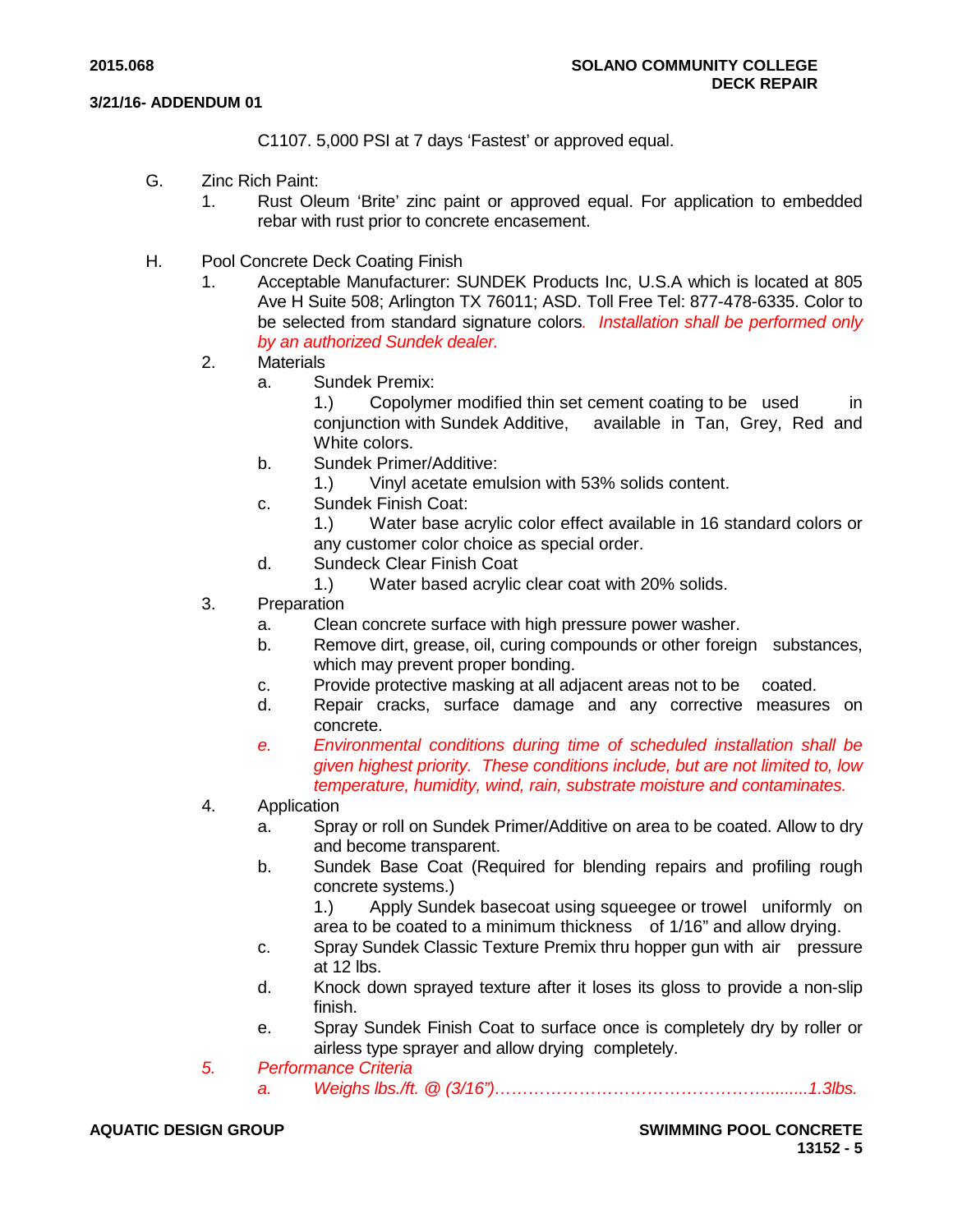C1107. 5,000 PSI at 7 days 'Fastest' or approved equal.

G. Zinc Rich Paint:

1. Rust Oleum 'Brite' zinc paint or approved equal. For application to embedded rebar with rust prior to concrete encasement.

H. Pool Concrete Deck Coating Finish

1. Acceptable Manufacturer: SUNDEK Products Inc, U.S.A which is located at 805 Ave H Suite 508; Arlington TX 76011; ASD. Toll Free Tel: 877-478-6335. Color to be selected from standard signature colors*. Installation shall be performed only by an authorized Sundek dealer.*
2. Materials
   a. Sundek Premix:
      1.) Copolymer modified thin set cement coating to be used in conjunction with Sundek Additive, available in Tan, Grey, Red and White colors.
   b. Sundek Primer/Additive:
      1.) Vinyl acetate emulsion with 53% solids content.
   c. Sundek Finish Coat:
      1.) Water base acrylic color effect available in 16 standard colors or any customer color choice as special order.
   d. Sundeck Clear Finish Coat
      1.) Water based acrylic clear coat with 20% solids.
3. Preparation
   a. Clean concrete surface with high pressure power washer.
   b. Remove dirt, grease, oil, curing compounds or other foreign substances, which may prevent proper bonding.
   c. Provide protective masking at all adjacent areas not to be coated.
   d. Repair cracks, surface damage and any corrective measures on concrete.
   *e. Environmental conditions during time of scheduled installation shall be given highest priority. These conditions include, but are not limited to, low temperature, humidity, wind, rain, substrate moisture and contaminates.*
4. Application
   a. Spray or roll on Sundek Primer/Additive on area to be coated. Allow to dry and become transparent.
   b. Sundek Base Coat (Required for blending repairs and profiling rough concrete systems.)
      1.) Apply Sundek basecoat using squeegee or trowel uniformly on area to be coated to a minimum thickness of 1/16" and allow drying.
   c. Spray Sundek Classic Texture Premix thru hopper gun with air pressure at 12 lbs.
   d. Knock down sprayed texture after it loses its gloss to provide a non-slip finish.
   e. Spray Sundek Finish Coat to surface once is completely dry by roller or airless type sprayer and allow drying completely.
5. *Performance Criteria*
   *a. Weighs lbs./ft. @ (3/16")……………………………………………........1.3lbs.*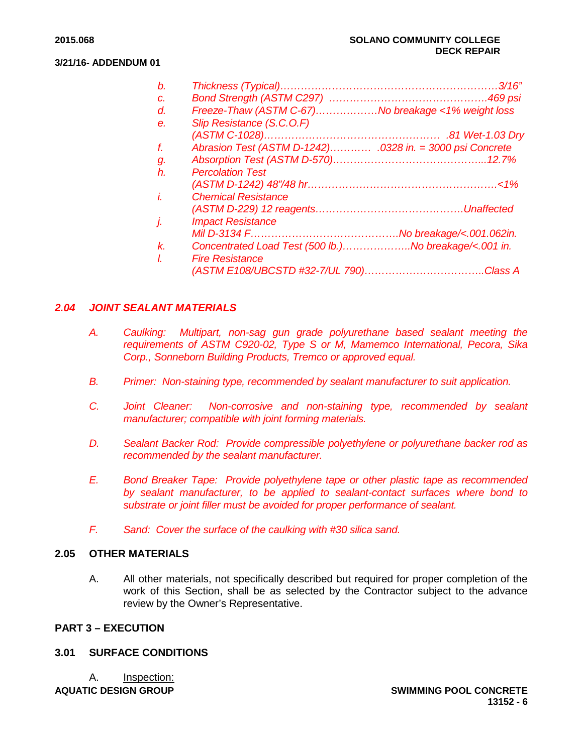*b. Thickness (Typical)……………………………………………………………3/16"*

*c. Bond Strength (ASTM C297) ……………………………………….469 psi*

*d. Freeze-Thaw (ASTM C-67)………………No breakage <1% weight loss*

*e. Slip Resistance (S.C.O.F) (ASTM C-1028)…………………………………………… .81 Wet-1.03 Dry*

*f. Abrasion Test (ASTM D-1242)………… .0328 in. = 3000 psi Concrete*

*g. Absorption Test (ASTM D-570)……………………………………...12.7%*

*h. Percolation Test (ASTM D-1242) 48"/48 hr……………………………………………….<1%*

*i. Chemical Resistance (ASTM D-229) 12 reagents…………………………………….Unaffected*

*j. Impact Resistance Mil D-3134 F…………………………………….No breakage/<.001.062in.*

*k. Concentrated Load Test (500 lb.)………………..No breakage/<.001 in.*

*l. Fire Resistance (ASTM E108/UBCSTD #32-7/UL 790)……………………………..Class A*

## *2.04 JOINT SEALANT MATERIALS*

*A. Caulking: Multipart, non-sag gun grade polyurethane based sealant meeting the requirements of ASTM C920-02, Type S or M, Mamemco International, Pecora, Sika Corp., Sonneborn Building Products, Tremco or approved equal.*

*B. Primer: Non-staining type, recommended by sealant manufacturer to suit application.*

*C. Joint Cleaner: Non-corrosive and non-staining type, recommended by sealant manufacturer; compatible with joint forming materials.*

*D. Sealant Backer Rod: Provide compressible polyethylene or polyurethane backer rod as recommended by the sealant manufacturer.*

*E. Bond Breaker Tape: Provide polyethylene tape or other plastic tape as recommended by sealant manufacturer, to be applied to sealant-contact surfaces where bond to substrate or joint filler must be avoided for proper performance of sealant.*

*F. Sand: Cover the surface of the caulking with #30 silica sand.*

## 2.05 OTHER MATERIALS

A. All other materials, not specifically described but required for proper completion of the work of this Section, shall be as selected by the Contractor subject to the advance review by the Owner's Representative.

# PART 3 – EXECUTION

## 3.01 SURFACE CONDITIONS

A. Inspection: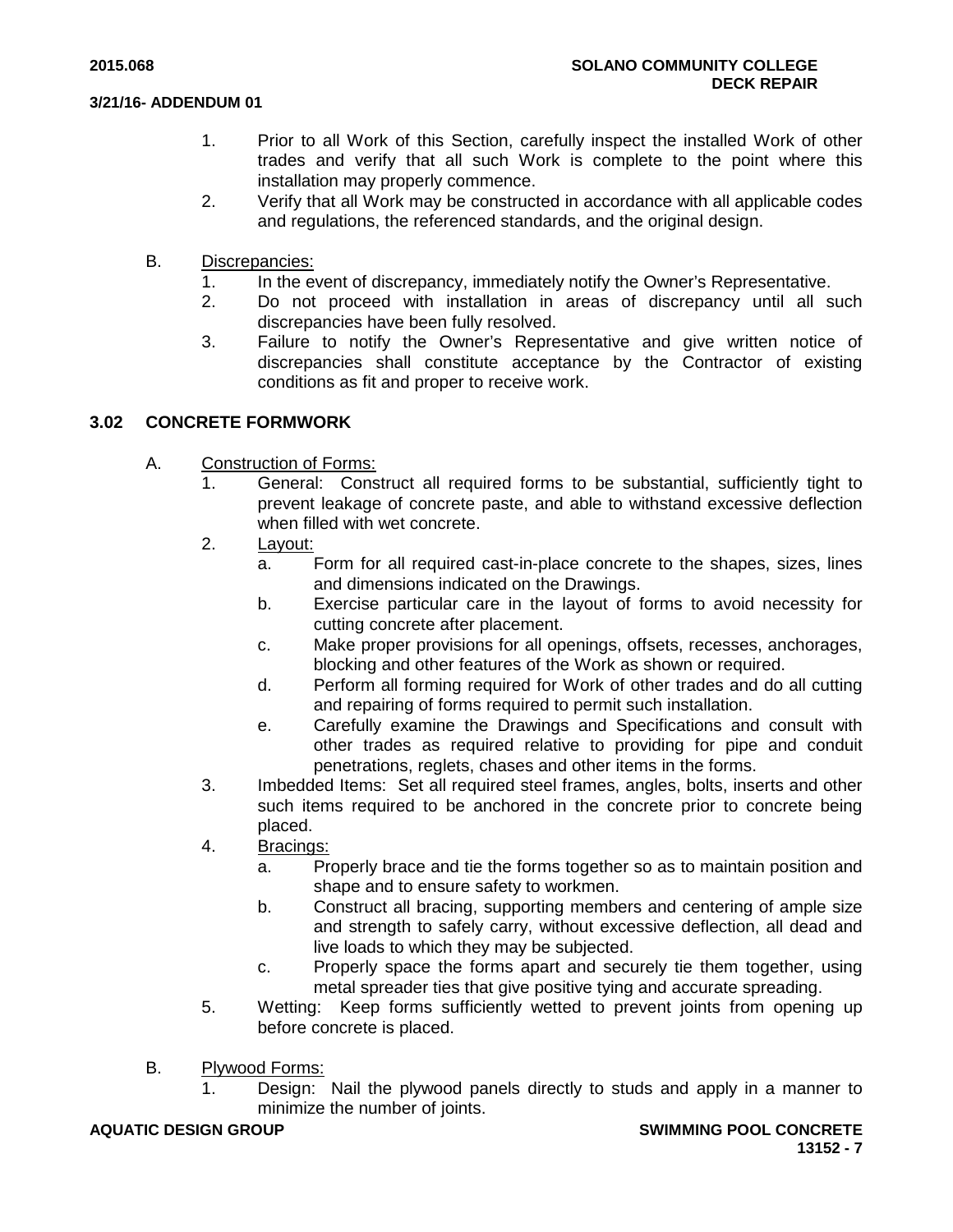1. Prior to all Work of this Section, carefully inspect the installed Work of other trades and verify that all such Work is complete to the point where this installation may properly commence.
2. Verify that all Work may be constructed in accordance with all applicable codes and regulations, the referenced standards, and the original design.

B. Discrepancies:

1. In the event of discrepancy, immediately notify the Owner's Representative.
2. Do not proceed with installation in areas of discrepancy until all such discrepancies have been fully resolved.
3. Failure to notify the Owner's Representative and give written notice of discrepancies shall constitute acceptance by the Contractor of existing conditions as fit and proper to receive work.

## 3.02 CONCRETE FORMWORK

A. Construction of Forms:

1. General: Construct all required forms to be substantial, sufficiently tight to prevent leakage of concrete paste, and able to withstand excessive deflection when filled with wet concrete.
2. Layout:
   a. Form for all required cast-in-place concrete to the shapes, sizes, lines and dimensions indicated on the Drawings.
   b. Exercise particular care in the layout of forms to avoid necessity for cutting concrete after placement.
   c. Make proper provisions for all openings, offsets, recesses, anchorages, blocking and other features of the Work as shown or required.
   d. Perform all forming required for Work of other trades and do all cutting and repairing of forms required to permit such installation.
   e. Carefully examine the Drawings and Specifications and consult with other trades as required relative to providing for pipe and conduit penetrations, reglets, chases and other items in the forms.
3. Imbedded Items: Set all required steel frames, angles, bolts, inserts and other such items required to be anchored in the concrete prior to concrete being placed.
4. Bracings:
   a. Properly brace and tie the forms together so as to maintain position and shape and to ensure safety to workmen.
   b. Construct all bracing, supporting members and centering of ample size and strength to safely carry, without excessive deflection, all dead and live loads to which they may be subjected.
   c. Properly space the forms apart and securely tie them together, using metal spreader ties that give positive tying and accurate spreading.
5. Wetting: Keep forms sufficiently wetted to prevent joints from opening up before concrete is placed.

B. Plywood Forms:

1. Design: Nail the plywood panels directly to studs and apply in a manner to minimize the number of joints.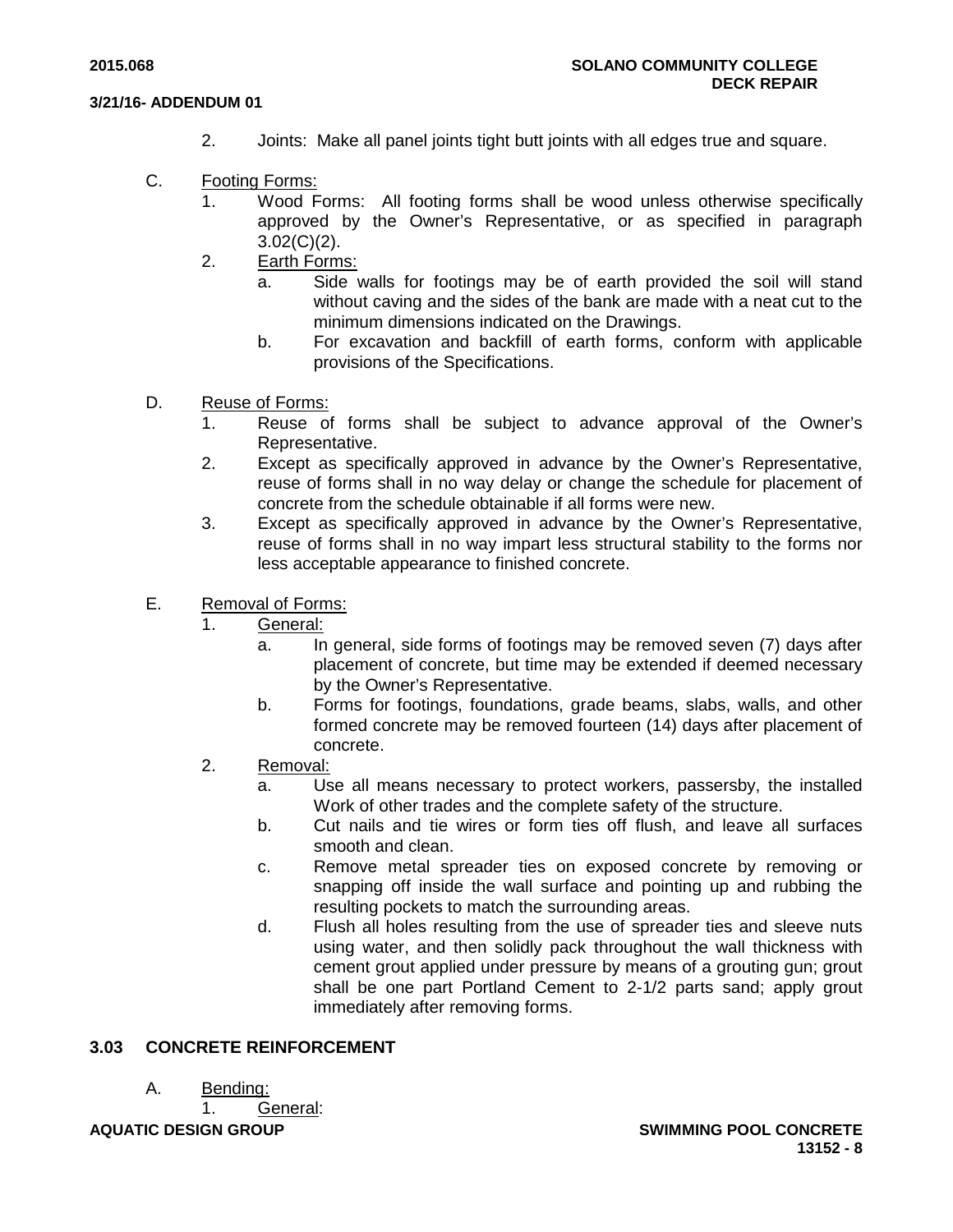2. Joints: Make all panel joints tight butt joints with all edges true and square.

C. Footing Forms:
   1. Wood Forms: All footing forms shall be wood unless otherwise specifically approved by the Owner's Representative, or as specified in paragraph 3.02(C)(2).
   2. Earth Forms:
      a. Side walls for footings may be of earth provided the soil will stand without caving and the sides of the bank are made with a neat cut to the minimum dimensions indicated on the Drawings.
      b. For excavation and backfill of earth forms, conform with applicable provisions of the Specifications.

D. Reuse of Forms:
   1. Reuse of forms shall be subject to advance approval of the Owner's Representative.
   2. Except as specifically approved in advance by the Owner's Representative, reuse of forms shall in no way delay or change the schedule for placement of concrete from the schedule obtainable if all forms were new.
   3. Except as specifically approved in advance by the Owner's Representative, reuse of forms shall in no way impart less structural stability to the forms nor less acceptable appearance to finished concrete.

E. Removal of Forms:
   1. General:
      a. In general, side forms of footings may be removed seven (7) days after placement of concrete, but time may be extended if deemed necessary by the Owner's Representative.
      b. Forms for footings, foundations, grade beams, slabs, walls, and other formed concrete may be removed fourteen (14) days after placement of concrete.
   2. Removal:
      a. Use all means necessary to protect workers, passersby, the installed Work of other trades and the complete safety of the structure.
      b. Cut nails and tie wires or form ties off flush, and leave all surfaces smooth and clean.
      c. Remove metal spreader ties on exposed concrete by removing or snapping off inside the wall surface and pointing up and rubbing the resulting pockets to match the surrounding areas.
      d. Flush all holes resulting from the use of spreader ties and sleeve nuts using water, and then solidly pack throughout the wall thickness with cement grout applied under pressure by means of a grouting gun; grout shall be one part Portland Cement to 2-1/2 parts sand; apply grout immediately after removing forms.

## 3.03 CONCRETE REINFORCEMENT

A. Bending:
   1. General: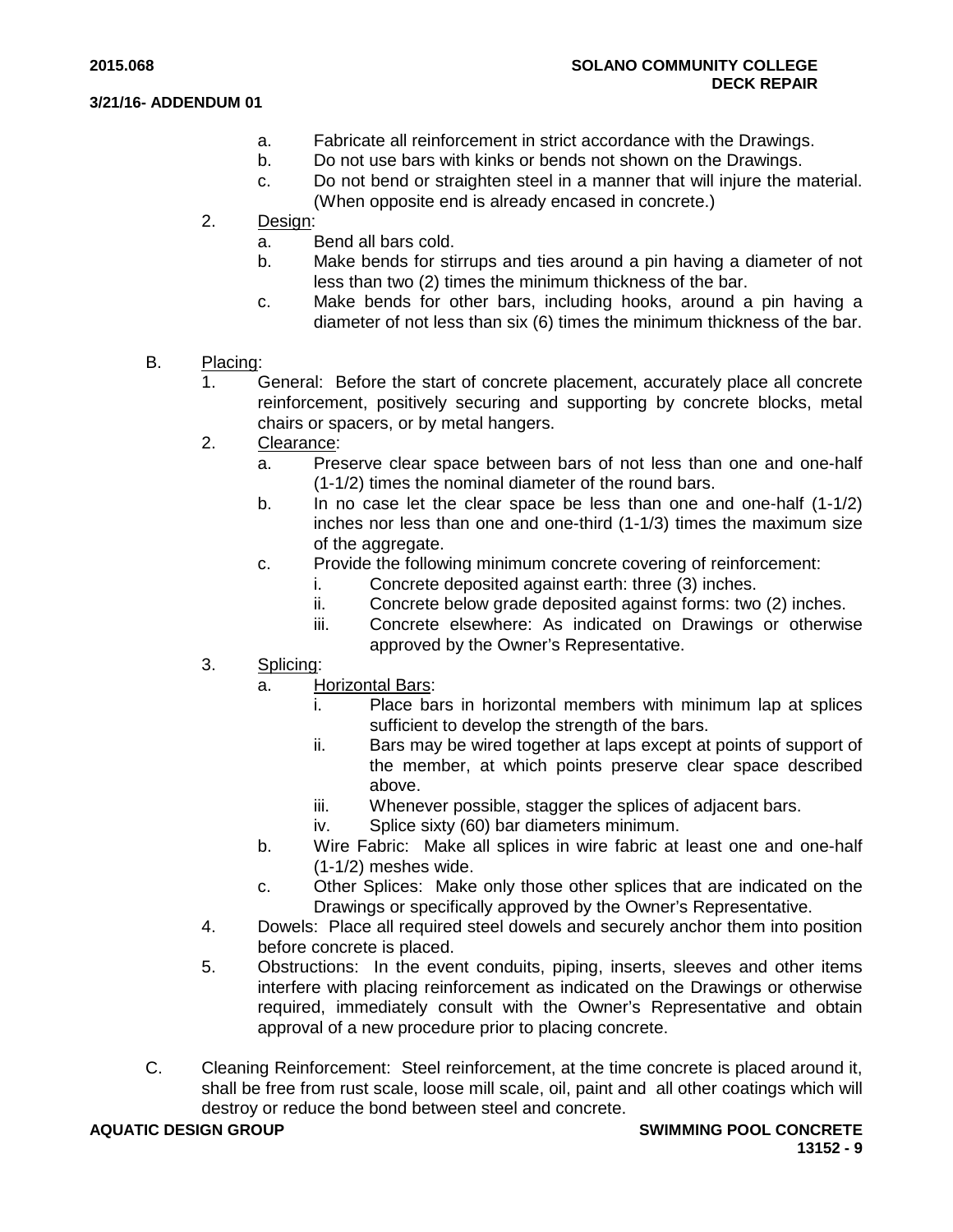a. Fabricate all reinforcement in strict accordance with the Drawings.
b. Do not use bars with kinks or bends not shown on the Drawings.
c. Do not bend or straighten steel in a manner that will injure the material. (When opposite end is already encased in concrete.)

2. Design:
   a. Bend all bars cold.
   b. Make bends for stirrups and ties around a pin having a diameter of not less than two (2) times the minimum thickness of the bar.
   c. Make bends for other bars, including hooks, around a pin having a diameter of not less than six (6) times the minimum thickness of the bar.

B. Placing:
1. General: Before the start of concrete placement, accurately place all concrete reinforcement, positively securing and supporting by concrete blocks, metal chairs or spacers, or by metal hangers.
2. Clearance:
   a. Preserve clear space between bars of not less than one and one-half (1-1/2) times the nominal diameter of the round bars.
   b. In no case let the clear space be less than one and one-half (1-1/2) inches nor less than one and one-third (1-1/3) times the maximum size of the aggregate.
   c. Provide the following minimum concrete covering of reinforcement:
      i. Concrete deposited against earth: three (3) inches.
      ii. Concrete below grade deposited against forms: two (2) inches.
      iii. Concrete elsewhere: As indicated on Drawings or otherwise approved by the Owner's Representative.
3. Splicing:
   a. Horizontal Bars:
      i. Place bars in horizontal members with minimum lap at splices sufficient to develop the strength of the bars.
      ii. Bars may be wired together at laps except at points of support of the member, at which points preserve clear space described above.
      iii. Whenever possible, stagger the splices of adjacent bars.
      iv. Splice sixty (60) bar diameters minimum.
   b. Wire Fabric: Make all splices in wire fabric at least one and one-half (1-1/2) meshes wide.
   c. Other Splices: Make only those other splices that are indicated on the Drawings or specifically approved by the Owner's Representative.
4. Dowels: Place all required steel dowels and securely anchor them into position before concrete is placed.
5. Obstructions: In the event conduits, piping, inserts, sleeves and other items interfere with placing reinforcement as indicated on the Drawings or otherwise required, immediately consult with the Owner's Representative and obtain approval of a new procedure prior to placing concrete.

C. Cleaning Reinforcement: Steel reinforcement, at the time concrete is placed around it, shall be free from rust scale, loose mill scale, oil, paint and all other coatings which will destroy or reduce the bond between steel and concrete.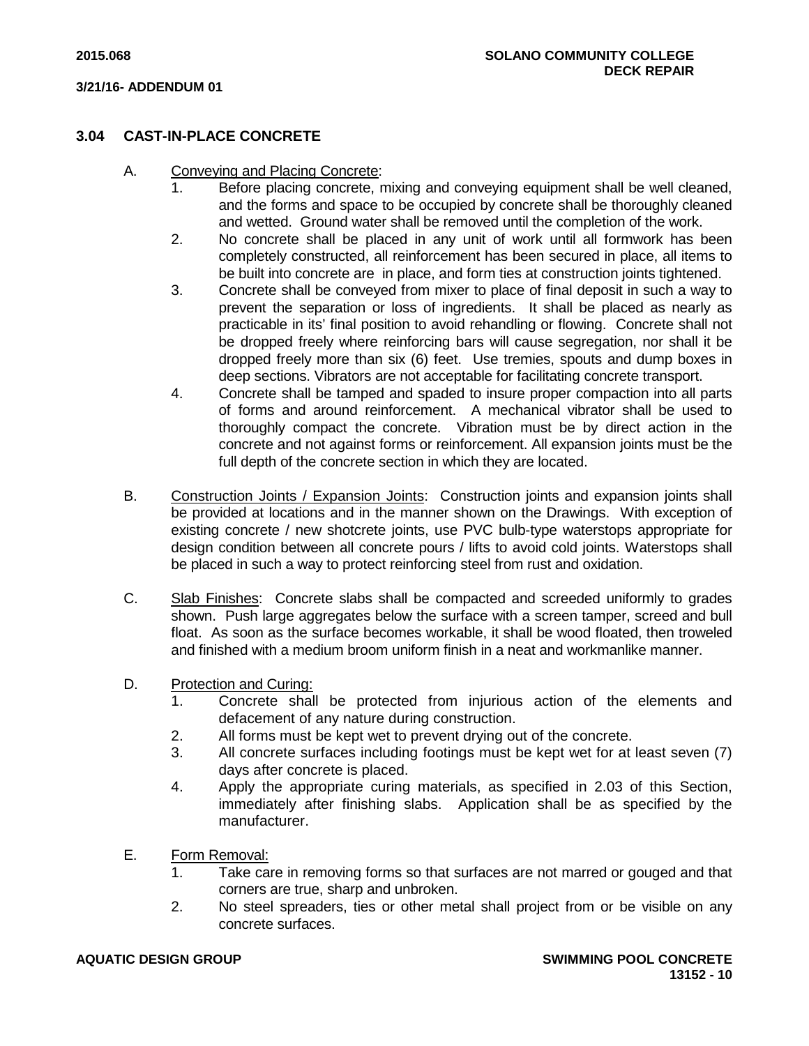## 3.04 CAST-IN-PLACE CONCRETE

A. Conveying and Placing Concrete:

1. Before placing concrete, mixing and conveying equipment shall be well cleaned, and the forms and space to be occupied by concrete shall be thoroughly cleaned and wetted. Ground water shall be removed until the completion of the work.
2. No concrete shall be placed in any unit of work until all formwork has been completely constructed, all reinforcement has been secured in place, all items to be built into concrete are in place, and form ties at construction joints tightened.
3. Concrete shall be conveyed from mixer to place of final deposit in such a way to prevent the separation or loss of ingredients. It shall be placed as nearly as practicable in its' final position to avoid rehandling or flowing. Concrete shall not be dropped freely where reinforcing bars will cause segregation, nor shall it be dropped freely more than six (6) feet. Use tremies, spouts and dump boxes in deep sections. Vibrators are not acceptable for facilitating concrete transport.
4. Concrete shall be tamped and spaded to insure proper compaction into all parts of forms and around reinforcement. A mechanical vibrator shall be used to thoroughly compact the concrete. Vibration must be by direct action in the concrete and not against forms or reinforcement. All expansion joints must be the full depth of the concrete section in which they are located.

B. Construction Joints / Expansion Joints: Construction joints and expansion joints shall be provided at locations and in the manner shown on the Drawings. With exception of existing concrete / new shotcrete joints, use PVC bulb-type waterstops appropriate for design condition between all concrete pours / lifts to avoid cold joints. Waterstops shall be placed in such a way to protect reinforcing steel from rust and oxidation.

C. Slab Finishes: Concrete slabs shall be compacted and screeded uniformly to grades shown. Push large aggregates below the surface with a screen tamper, screed and bull float. As soon as the surface becomes workable, it shall be wood floated, then troweled and finished with a medium broom uniform finish in a neat and workmanlike manner.

D. Protection and Curing:

1. Concrete shall be protected from injurious action of the elements and defacement of any nature during construction.
2. All forms must be kept wet to prevent drying out of the concrete.
3. All concrete surfaces including footings must be kept wet for at least seven (7) days after concrete is placed.
4. Apply the appropriate curing materials, as specified in 2.03 of this Section, immediately after finishing slabs. Application shall be as specified by the manufacturer.

E. Form Removal:

1. Take care in removing forms so that surfaces are not marred or gouged and that corners are true, sharp and unbroken.
2. No steel spreaders, ties or other metal shall project from or be visible on any concrete surfaces.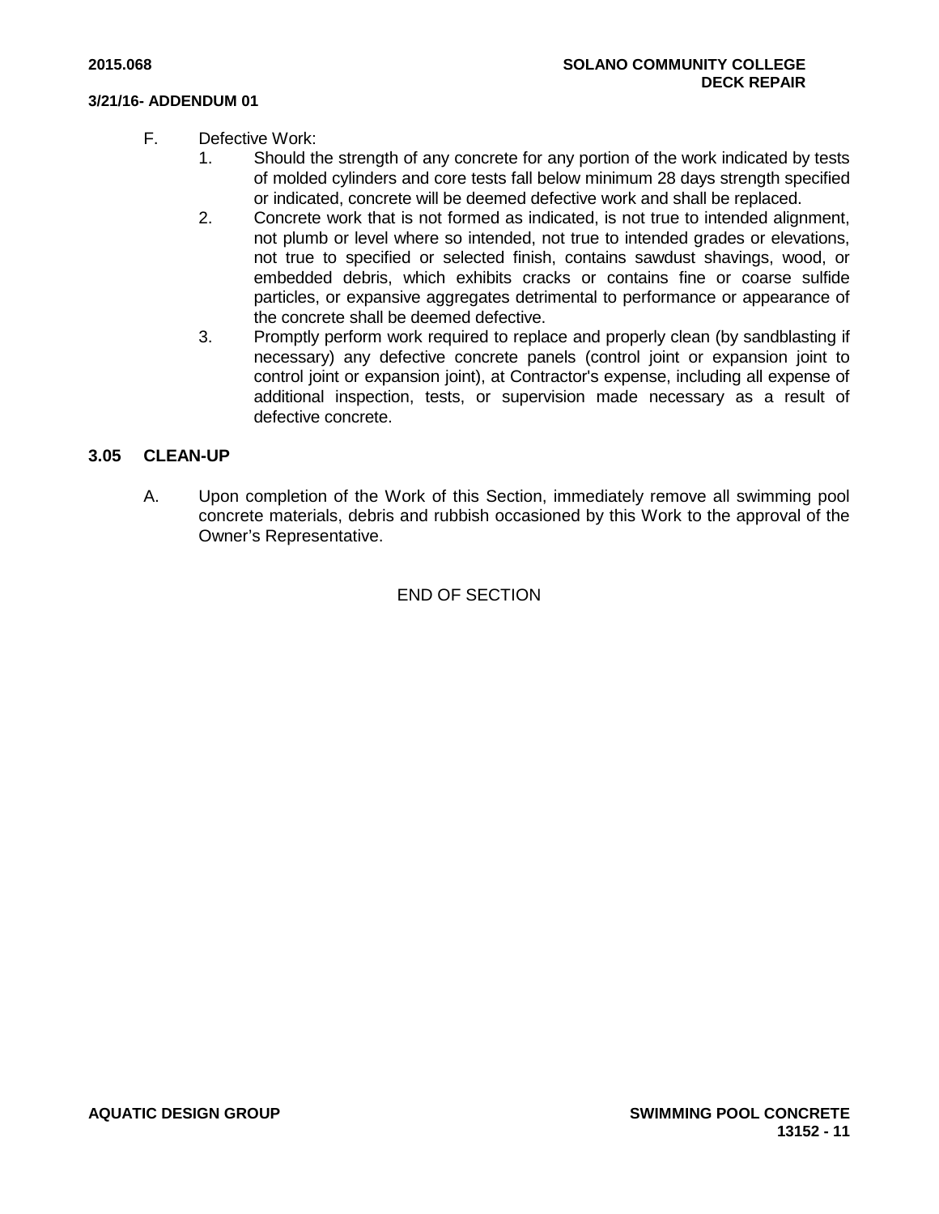F. Defective Work:

1. Should the strength of any concrete for any portion of the work indicated by tests of molded cylinders and core tests fall below minimum 28 days strength specified or indicated, concrete will be deemed defective work and shall be replaced.
2. Concrete work that is not formed as indicated, is not true to intended alignment, not plumb or level where so intended, not true to intended grades or elevations, not true to specified or selected finish, contains sawdust shavings, wood, or embedded debris, which exhibits cracks or contains fine or coarse sulfide particles, or expansive aggregates detrimental to performance or appearance of the concrete shall be deemed defective.
3. Promptly perform work required to replace and properly clean (by sandblasting if necessary) any defective concrete panels (control joint or expansion joint to control joint or expansion joint), at Contractor's expense, including all expense of additional inspection, tests, or supervision made necessary as a result of defective concrete.

## 3.05 CLEAN-UP

A. Upon completion of the Work of this Section, immediately remove all swimming pool concrete materials, debris and rubbish occasioned by this Work to the approval of the Owner's Representative.

END OF SECTION